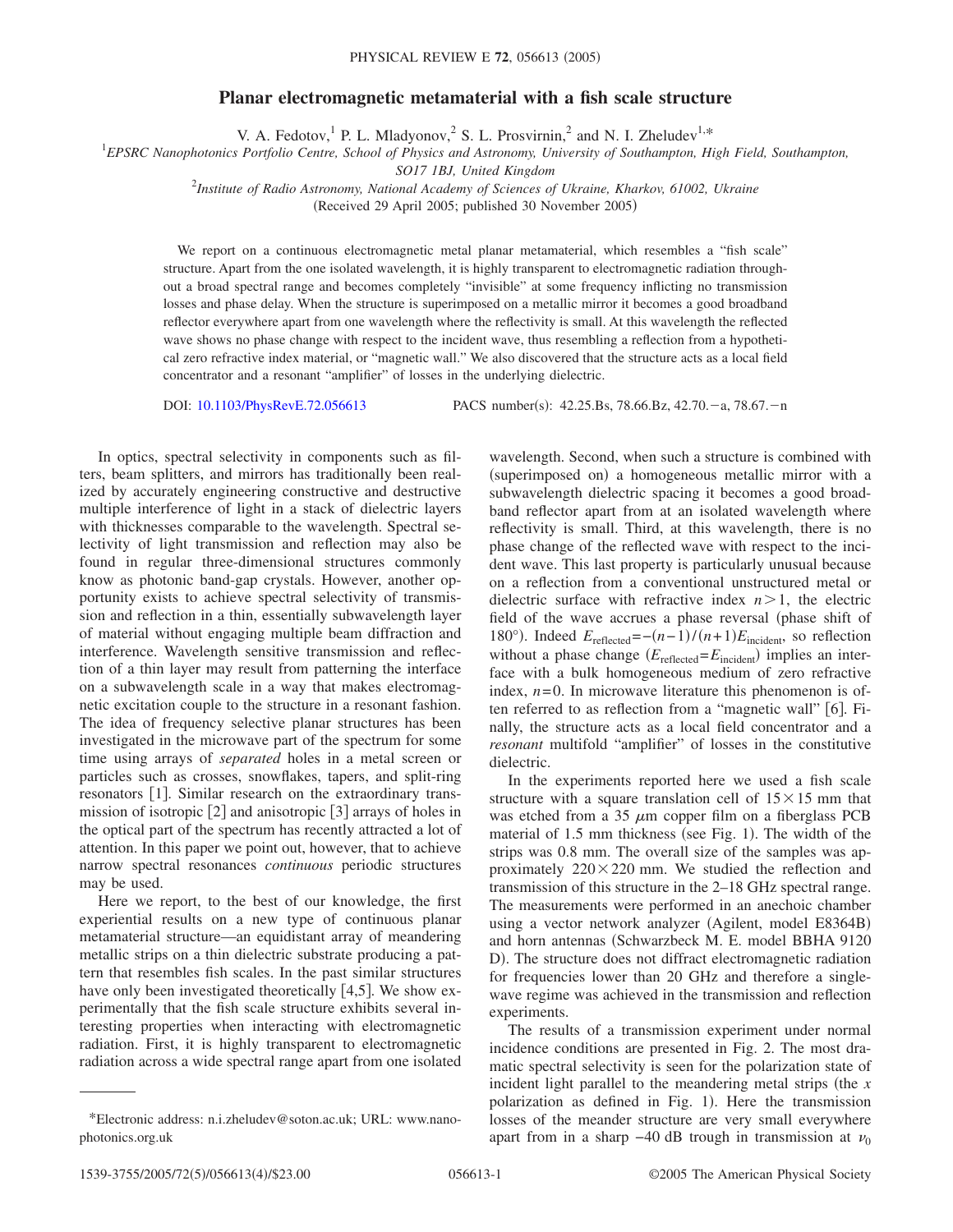# Planar electromagnetic metamaterial with a fish scale structure

V. A. Fedotov,[1] P. L. Mladyonov,[2] S. L. Prosvirnin,[2] and N. I. Zheludev[1,*]

[1]*EPSRC Nanophotonics Portfolio Centre, School of Physics and Astronomy, University of Southampton, High Field, Southampton, SO17 1BJ, United Kingdom*

[2]*Institute of Radio Astronomy, National Academy of Sciences of Ukraine, Kharkov, 61002, Ukraine*

(Received 29 April 2005; published 30 November 2005)

We report on a continuous electromagnetic metal planar metamaterial, which resembles a "fish scale" structure. Apart from the one isolated wavelength, it is highly transparent to electromagnetic radiation throughout a broad spectral range and becomes completely "invisible" at some frequency inflicting no transmission losses and phase delay. When the structure is superimposed on a metallic mirror it becomes a good broadband reflector everywhere apart from one wavelength where the reflectivity is small. At this wavelength the reflected wave shows no phase change with respect to the incident wave, thus resembling a reflection from a hypothetical zero refractive index material, or "magnetic wall." We also discovered that the structure acts as a local field concentrator and a resonant "amplifier" of losses in the underlying dielectric.

DOI: 10.1103/PhysRevE.72.056613 PACS number(s): 42.25.Bs, 78.66.Bz, 42.70.−a, 78.67.−n

In optics, spectral selectivity in components such as filters, beam splitters, and mirrors has traditionally been realized by accurately engineering constructive and destructive multiple interference of light in a stack of dielectric layers with thicknesses comparable to the wavelength. Spectral selectivity of light transmission and reflection may also be found in regular three-dimensional structures commonly know as photonic band-gap crystals. However, another opportunity exists to achieve spectral selectivity of transmission and reflection in a thin, essentially subwavelength layer of material without engaging multiple beam diffraction and interference. Wavelength sensitive transmission and reflection of a thin layer may result from patterning the interface on a subwavelength scale in a way that makes electromagnetic excitation couple to the structure in a resonant fashion. The idea of frequency selective planar structures has been investigated in the microwave part of the spectrum for some time using arrays of *separated* holes in a metal screen or particles such as crosses, snowflakes, tapers, and split-ring resonators [1]. Similar research on the extraordinary transmission of isotropic [2] and anisotropic [3] arrays of holes in the optical part of the spectrum has recently attracted a lot of attention. In this paper we point out, however, that to achieve narrow spectral resonances *continuous* periodic structures may be used.

Here we report, to the best of our knowledge, the first experimental results on a new type of continuous planar metamaterial structure—an equidistant array of meandering metallic strips on a thin dielectric substrate producing a pattern that resembles fish scales. In the past similar structures have only been investigated theoretically [4,5]. We show experimentally that the fish scale structure exhibits several interesting properties when interacting with electromagnetic radiation. First, it is highly transparent to electromagnetic radiation across a wide spectral range apart from one isolated wavelength. Second, when such a structure is combined with (superimposed on) a homogeneous metallic mirror with a subwavelength dielectric spacing it becomes a good broadband reflector apart from an isolated wavelength where reflectivity is small. Third, at this wavelength, there is no phase change of the reflected wave with respect to the incident wave. This last property is particularly unusual because on a reflection from a conventional unstructured metal or dielectric surface with refractive index $n>1$, the electric field of the wave accrues a phase reversal (phase shift of 180°). Indeed $E_{\text{reflected}}=-(n-1)/(n+1)E_{\text{incident}}$, so reflection without a phase change ($E_{\text{reflected}}=E_{\text{incident}}$) implies an interface with a bulk homogeneous medium of zero refractive index, $n=0$. In microwave literature this phenomenon is often referred to as reflection from a "magnetic wall" [6]. Finally, the structure acts as a local field concentrator and a *resonant* multifold "amplifier" of losses in the constitutive dielectric.

In the experiments reported here we used a fish scale structure with a square translation cell of $15\times15$ mm that was etched from a 35 $\mu$m copper film on a fiberglass PCB material of 1.5 mm thickness (see Fig. 1). The width of the strips was 0.8 mm. The overall size of the samples was approximately $220\times220$ mm. We studied the reflection and transmission of this structure in the 2–18 GHz spectral range. The measurements were performed in an anechoic chamber using a vector network analyzer (Agilent, model E8364B) and horn antennas (Schwarzbeck M. E. model BBHA 9120 D). The structure does not diffract electromagnetic radiation for frequencies lower than 20 GHz and therefore a single-wave regime was achieved in the transmission and reflection experiments.

The results of a transmission experiment under normal incidence conditions are presented in Fig. 2. The most dramatic spectral selectivity is seen for the polarization state of incident light parallel to the meandering metal strips (the $x$ polarization as defined in Fig. 1). Here the transmission losses of the meander structure are very small everywhere apart from in a sharp −40 dB trough in transmission at $\nu_0$

*Electronic address: n.i.zheludev@soton.ac.uk; URL: www.nanophotonics.org.uk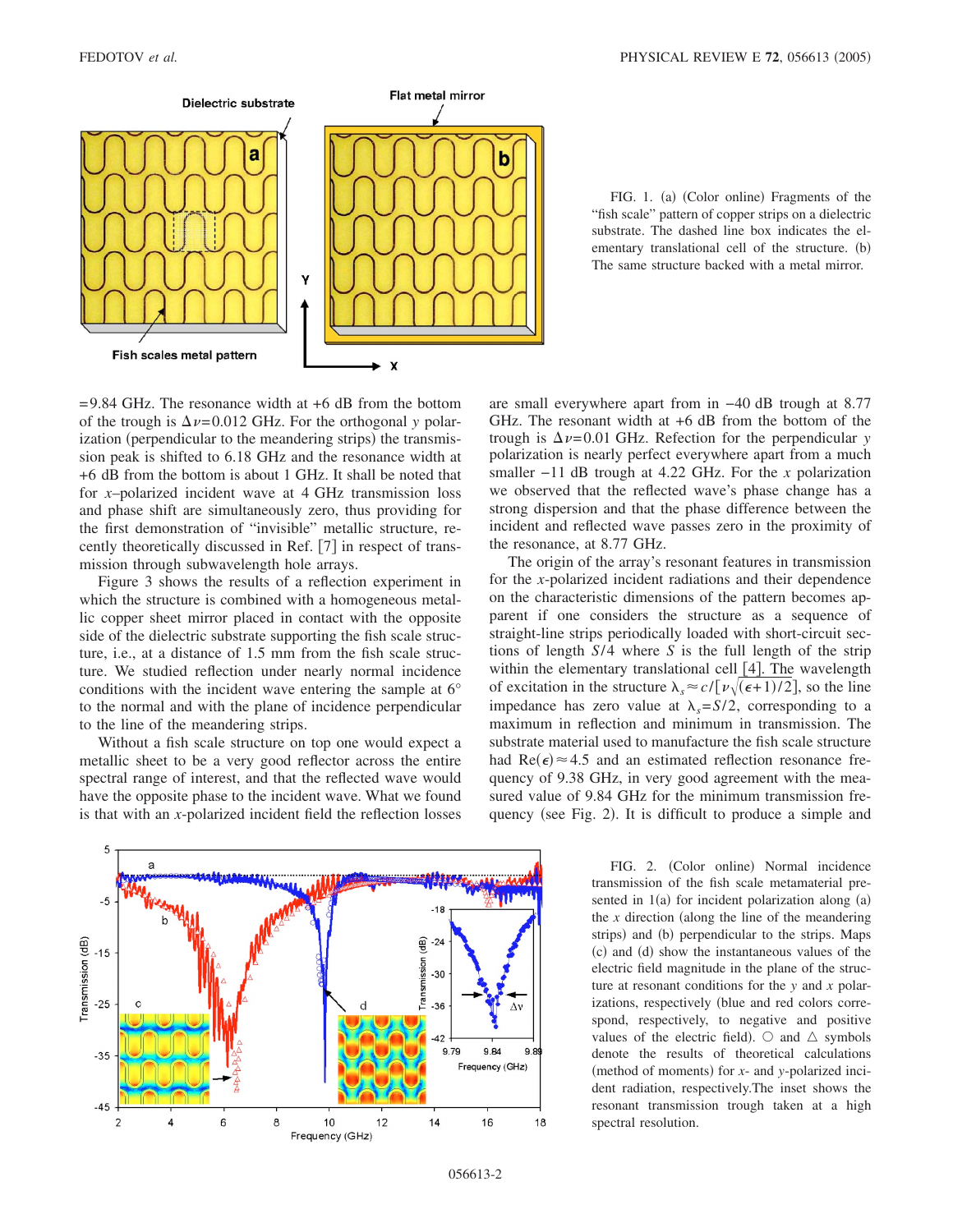FIG. 1. (a) (Color online) Fragments of the "fish scale" pattern of copper strips on a dielectric substrate. The dashed line box indicates the elementary translational cell of the structure. (b) The same structure backed with a metal mirror.

=9.84 GHz. The resonance width at +6 dB from the bottom of the trough is $\Delta\nu$=0.012 GHz. For the orthogonal $y$ polarization (perpendicular to the meandering strips) the transmission peak is shifted to 6.18 GHz and the resonance width at +6 dB from the bottom is about 1 GHz. It shall be noted that for $x$–polarized incident wave at 4 GHz transmission loss and phase shift are simultaneously zero, thus providing for the first demonstration of "invisible" metallic structure, recently theoretically discussed in Ref. [7] in respect of transmission through subwavelength hole arrays.

Figure 3 shows the results of a reflection experiment in which the structure is combined with a homogeneous metallic copper sheet mirror placed in contact with the opposite side of the dielectric substrate supporting the fish scale structure, i.e., at a distance of 1.5 mm from the fish scale structure. We studied reflection under nearly normal incidence conditions with the incident wave entering the sample at 6° to the normal and with the plane of incidence perpendicular to the line of the meandering strips.

Without a fish scale structure on top one would expect a metallic sheet to be a very good reflector across the entire spectral range of interest, and that the reflected wave would have the opposite phase to the incident wave. What we found is that with an $x$-polarized incident field the reflection losses are small everywhere apart from in −40 dB trough at 8.77 GHz. The resonant width at +6 dB from the bottom of the trough is $\Delta\nu$=0.01 GHz. Refection for the perpendicular $y$ polarization is nearly perfect everywhere apart from a much smaller −11 dB trough at 4.22 GHz. For the $x$ polarization we observed that the reflected wave's phase change has a strong dispersion and that the phase difference between the incident and reflected wave passes zero in the proximity of the resonance, at 8.77 GHz.

The origin of the array's resonant features in transmission for the $x$-polarized incident radiations and their dependence on the characteristic dimensions of the pattern becomes apparent if one considers the structure as a sequence of straight-line strips periodically loaded with short-circuit sections of length $S/4$ where $S$ is the full length of the strip within the elementary translational cell [4]. The wavelength of excitation in the structure $\lambda_s \approx c/[\nu\sqrt{(\epsilon+1)/2}]$, so the line impedance has zero value at $\lambda_s = S/2$, corresponding to a maximum in reflection and minimum in transmission. The substrate material used to manufacture the fish scale structure had $\mathrm{Re}(\epsilon)\approx 4.5$ and an estimated reflection resonance frequency of 9.38 GHz, in very good agreement with the measured value of 9.84 GHz for the minimum transmission frequency (see Fig. 2). It is difficult to produce a simple and

FIG. 2. (Color online) Normal incidence transmission of the fish scale metamaterial presented in 1(a) for incident polarization along (a) the $x$ direction (along the line of the meandering strips) and (b) perpendicular to the strips. Maps (c) and (d) show the instantaneous values of the electric field magnitude in the plane of the structure at resonant conditions for the $y$ and $x$ polarizations, respectively (blue and red colors correspond, respectively, to negative and positive values of the electric field). ○ and △ symbols denote the results of theoretical calculations (method of moments) for $x$- and $y$-polarized incident radiation, respectively.The inset shows the resonant transmission trough taken at a high spectral resolution.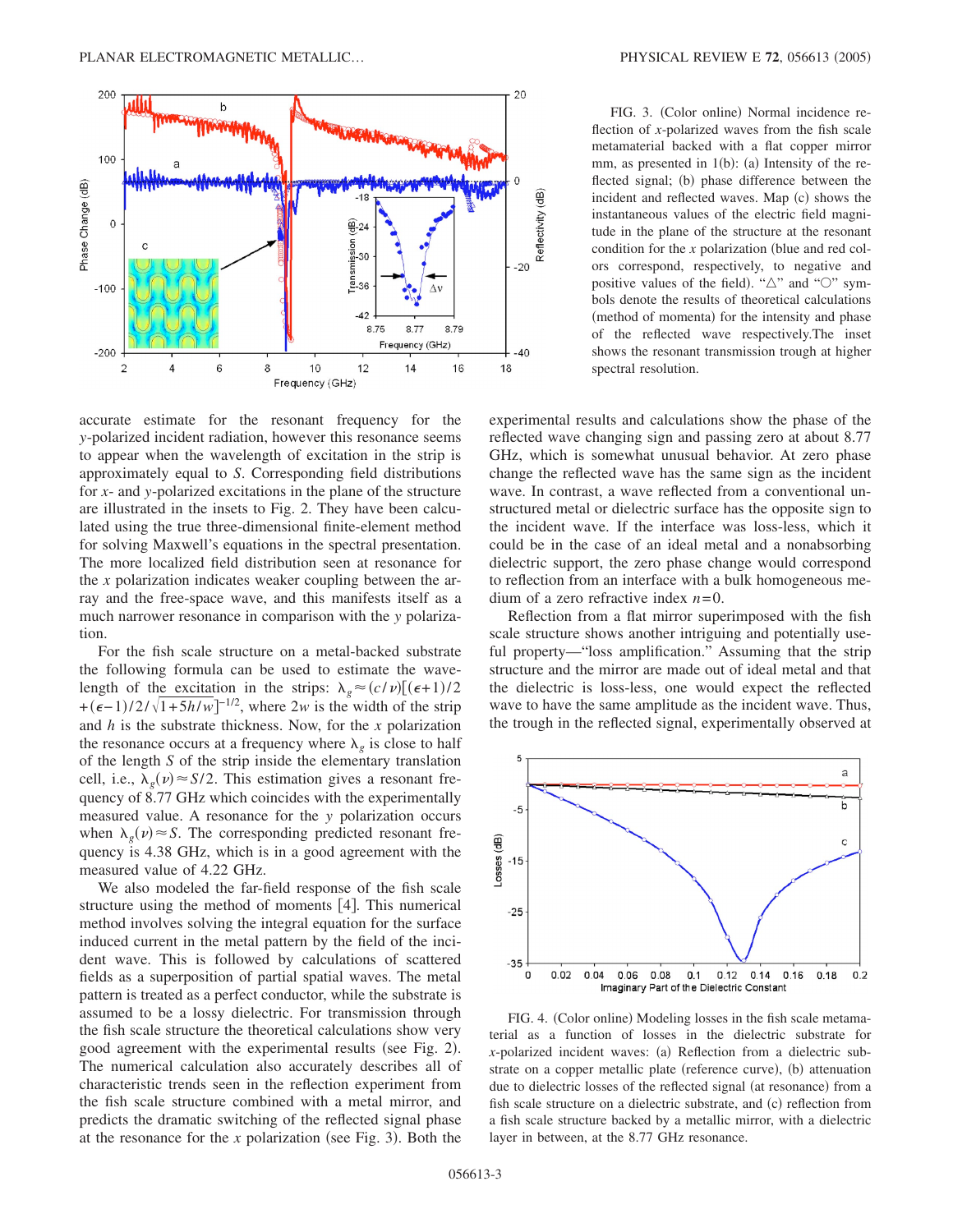FIG. 3. (Color online) Normal incidence reflection of $x$-polarized waves from the fish scale metamaterial backed with a flat copper mirror mm, as presented in 1(b): (a) Intensity of the reflected signal; (b) phase difference between the incident and reflected waves. Map (c) shows the instantaneous values of the electric field magnitude in the plane of the structure at the resonant condition for the $x$ polarization (blue and red colors correspond, respectively, to negative and positive values of the field). "△" and "○" symbols denote the results of theoretical calculations (method of momenta) for the intensity and phase of the reflected wave respectively.The inset shows the resonant transmission trough at higher spectral resolution.

accurate estimate for the resonant frequency for the $y$-polarized incident radiation, however this resonance seems to appear when the wavelength of excitation in the strip is approximately equal to $S$. Corresponding field distributions for $x$- and $y$-polarized excitations in the plane of the structure are illustrated in the insets to Fig. 2. They have been calculated using the true three-dimensional finite-element method for solving Maxwell's equations in the spectral presentation. The more localized field distribution seen at resonance for the $x$ polarization indicates weaker coupling between the array and the free-space wave, and this manifests itself as a much narrower resonance in comparison with the $y$ polarization.

For the fish scale structure on a metal-backed substrate the following formula can be used to estimate the wavelength of the excitation in the strips: $\lambda_g \approx (c/\nu)[(\epsilon+1)/2+(\epsilon-1)/2/\sqrt{1+5h/w}]^{-1/2}$, where $2w$ is the width of the strip and $h$ is the substrate thickness. Now, for the $x$ polarization the resonance occurs at a frequency where $\lambda_g$ is close to half of the length $S$ of the strip inside the elementary translation cell, i.e., $\lambda_g(\nu) \approx S/2$. This estimation gives a resonant frequency of 8.77 GHz which coincides with the experimentally measured value. A resonance for the $y$ polarization occurs when $\lambda_g(\nu) \approx S$. The corresponding predicted resonant frequency is 4.38 GHz, which is in a good agreement with the measured value of 4.22 GHz.

We also modeled the far-field response of the fish scale structure using the method of moments [4]. This numerical method involves solving the integral equation for the surface induced current in the metal pattern by the field of the incident wave. This is followed by calculations of scattered fields as a superposition of partial spatial waves. The metal pattern is treated as a perfect conductor, while the substrate is assumed to be a lossy dielectric. For transmission through the fish scale structure the theoretical calculations show very good agreement with the experimental results (see Fig. 2). The numerical calculation also accurately describes all of characteristic trends seen in the reflection experiment from the fish scale structure combined with a metal mirror, and predicts the dramatic switching of the reflected signal phase at the resonance for the $x$ polarization (see Fig. 3). Both the experimental results and calculations show the phase of the reflected wave changing sign and passing zero at about 8.77 GHz, which is somewhat unusual behavior. At zero phase change the reflected wave has the same sign as the incident wave. In contrast, a wave reflected from a conventional unstructured metal or dielectric surface has the opposite sign to the incident wave. If the interface was loss-less, which it could be in the case of an ideal metal and a nonabsorbing dielectric support, the zero phase change would correspond to reflection from an interface with a bulk homogeneous medium of a zero refractive index $n=0$.

Reflection from a flat mirror superimposed with the fish scale structure shows another intriguing and potentially useful property—"loss amplification." Assuming that the strip structure and the mirror are made out of ideal metal and that the dielectric is loss-less, one would expect the reflected wave to have the same amplitude as the incident wave. Thus, the trough in the reflected signal, experimentally observed at

FIG. 4. (Color online) Modeling losses in the fish scale metamaterial as a function of losses in the dielectric substrate for $x$-polarized incident waves: (a) Reflection from a dielectric substrate on a copper metallic plate (reference curve), (b) attenuation due to dielectric losses of the reflected signal (at resonance) from a fish scale structure on a dielectric substrate, and (c) reflection from a fish scale structure backed by a metallic mirror, with a dielectric layer in between, at the 8.77 GHz resonance.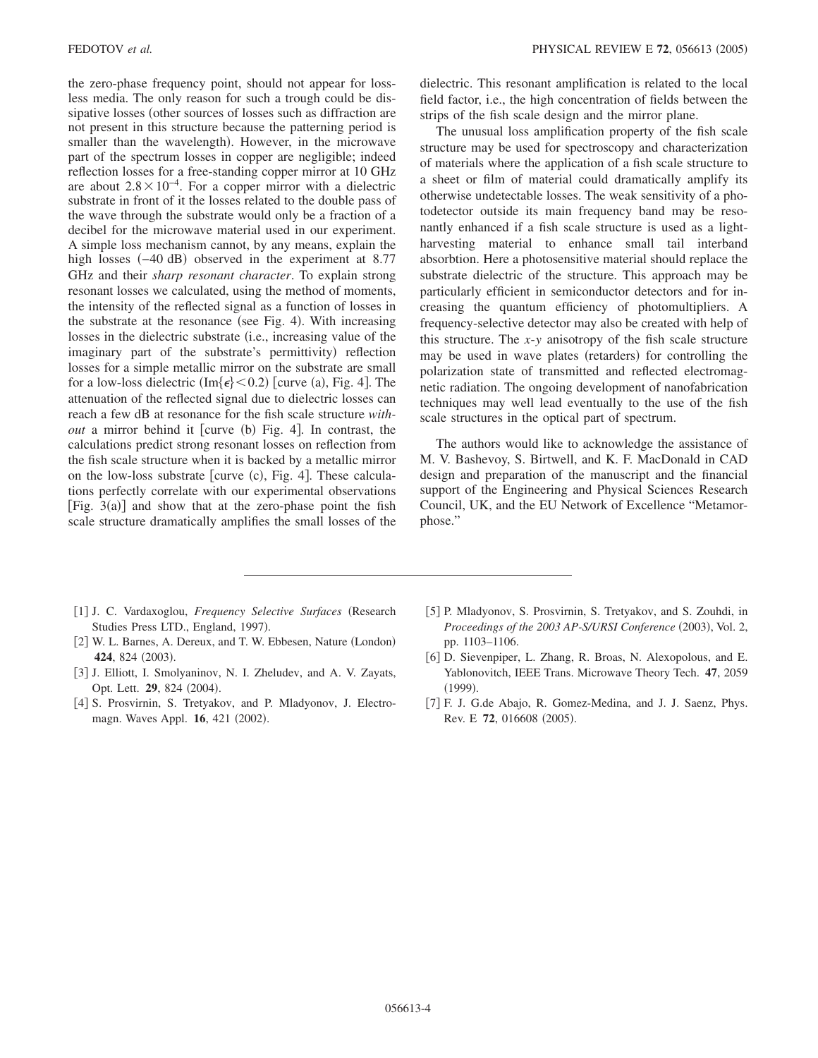the zero-phase frequency point, should not appear for lossless media. The only reason for such a trough could be dissipative losses (other sources of losses such as diffraction are not present in this structure because the patterning period is smaller than the wavelength). However, in the microwave part of the spectrum losses in copper are negligible; indeed reflection losses for a free-standing copper mirror at 10 GHz are about $2.8\times10^{-4}$. For a copper mirror with a dielectric substrate in front of it the losses related to the double pass of the wave through the substrate would only be a fraction of a decibel for the microwave material used in our experiment. A simple loss mechanism cannot, by any means, explain the high losses ($-40$ dB) observed in the experiment at 8.77 GHz and their *sharp resonant character*. To explain strong resonant losses we calculated, using the method of moments, the intensity of the reflected signal as a function of losses in the substrate at the resonance (see Fig. 4). With increasing losses in the dielectric substrate (i.e., increasing value of the imaginary part of the substrate's permittivity) reflection losses for a simple metallic mirror on the substrate are small for a low-loss dielectric ($\mathrm{Im}\{\epsilon\}<0.2$) [curve (a), Fig. 4]. The attenuation of the reflected signal due to dielectric losses can reach a few dB at resonance for the fish scale structure *without* a mirror behind it [curve (b) Fig. 4]. In contrast, the calculations predict strong resonant losses on reflection from the fish scale structure when it is backed by a metallic mirror on the low-loss substrate [curve (c), Fig. 4]. These calculations perfectly correlate with our experimental observations [Fig. 3(a)] and show that at the zero-phase point the fish scale structure dramatically amplifies the small losses of the dielectric. This resonant amplification is related to the local field factor, i.e., the high concentration of fields between the strips of the fish scale design and the mirror plane.

The unusual loss amplification property of the fish scale structure may be used for spectroscopy and characterization of materials where the application of a fish scale structure to a sheet or film of material could dramatically amplify its otherwise undetectable losses. The weak sensitivity of a photodetector outside its main frequency band may be resonantly enhanced if a fish scale structure is used as a light-harvesting material to enhance small tail interband absorbtion. Here a photosensitive material should replace the substrate dielectric of the structure. This approach may be particularly efficient in semiconductor detectors and for increasing the quantum efficiency of photomultipliers. A frequency-selective detector may also be created with help of this structure. The $x$-$y$ anisotropy of the fish scale structure may be used in wave plates (retarders) for controlling the polarization state of transmitted and reflected electromagnetic radiation. The ongoing development of nanofabrication techniques may well lead eventually to the use of the fish scale structures in the optical part of spectrum.

The authors would like to acknowledge the assistance of M. V. Bashevoy, S. Birtwell, and K. F. MacDonald in CAD design and preparation of the manuscript and the financial support of the Engineering and Physical Sciences Research Council, UK, and the EU Network of Excellence "Metamorphose."

---

[1] J. C. Vardaxoglou, *Frequency Selective Surfaces* (Research Studies Press LTD., England, 1997).

[2] W. L. Barnes, A. Dereux, and T. W. Ebbesen, Nature (London) **424**, 824 (2003).

[3] J. Elliott, I. Smolyaninov, N. I. Zheludev, and A. V. Zayats, Opt. Lett. **29**, 824 (2004).

[4] S. Prosvirnin, S. Tretyakov, and P. Mladyonov, J. Electromagn. Waves Appl. **16**, 421 (2002).

[5] P. Mladyonov, S. Prosvirnin, S. Tretyakov, and S. Zouhdi, in *Proceedings of the 2003 AP-S/URSI Conference* (2003), Vol. 2, pp. 1103–1106.

[6] D. Sievenpiper, L. Zhang, R. Broas, N. Alexopolous, and E. Yablonovitch, IEEE Trans. Microwave Theory Tech. **47**, 2059 (1999).

[7] F. J. G.de Abajo, R. Gomez-Medina, and J. J. Saenz, Phys. Rev. E **72**, 016608 (2005).